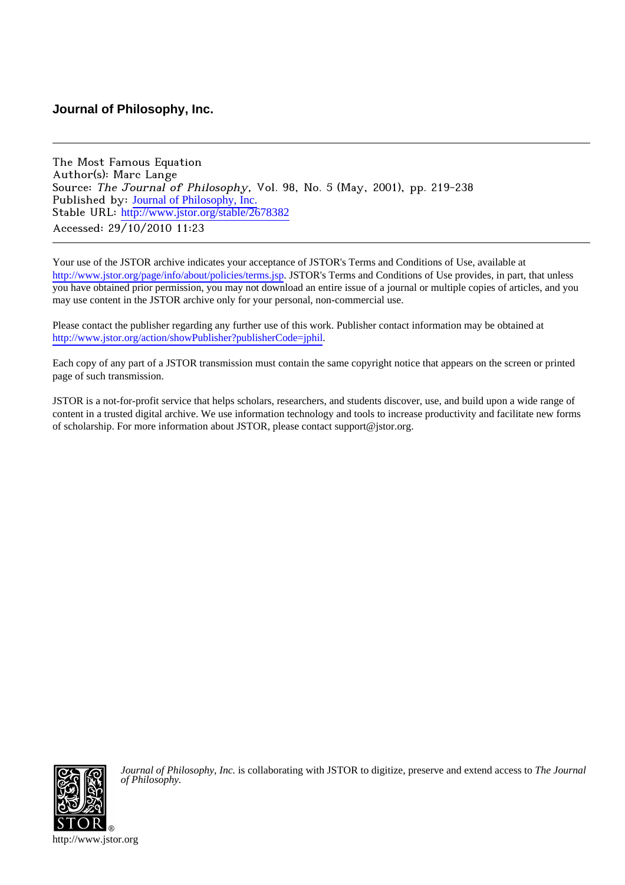**Journal of Philosophy, Inc.**

---

The Most Famous Equation
Author(s): Marc Lange
Source: *The Journal of Philosophy*, Vol. 98, No. 5 (May, 2001), pp. 219-238
Published by: Journal of Philosophy, Inc.
Stable URL: http://www.jstor.org/stable/2678382
Accessed: 29/10/2010 11:23

---

Your use of the JSTOR archive indicates your acceptance of JSTOR's Terms and Conditions of Use, available at http://www.jstor.org/page/info/about/policies/terms.jsp. JSTOR's Terms and Conditions of Use provides, in part, that unless you have obtained prior permission, you may not download an entire issue of a journal or multiple copies of articles, and you may use content in the JSTOR archive only for your personal, non-commercial use.

Please contact the publisher regarding any further use of this work. Publisher contact information may be obtained at http://www.jstor.org/action/showPublisher?publisherCode=jphil.

Each copy of any part of a JSTOR transmission must contain the same copyright notice that appears on the screen or printed page of such transmission.

JSTOR is a not-for-profit service that helps scholars, researchers, and students discover, use, and build upon a wide range of content in a trusted digital archive. We use information technology and tools to increase productivity and facilitate new forms of scholarship. For more information about JSTOR, please contact support@jstor.org.

*Journal of Philosophy, Inc.* is collaborating with JSTOR to digitize, preserve and extend access to *The Journal of Philosophy.*

http://www.jstor.org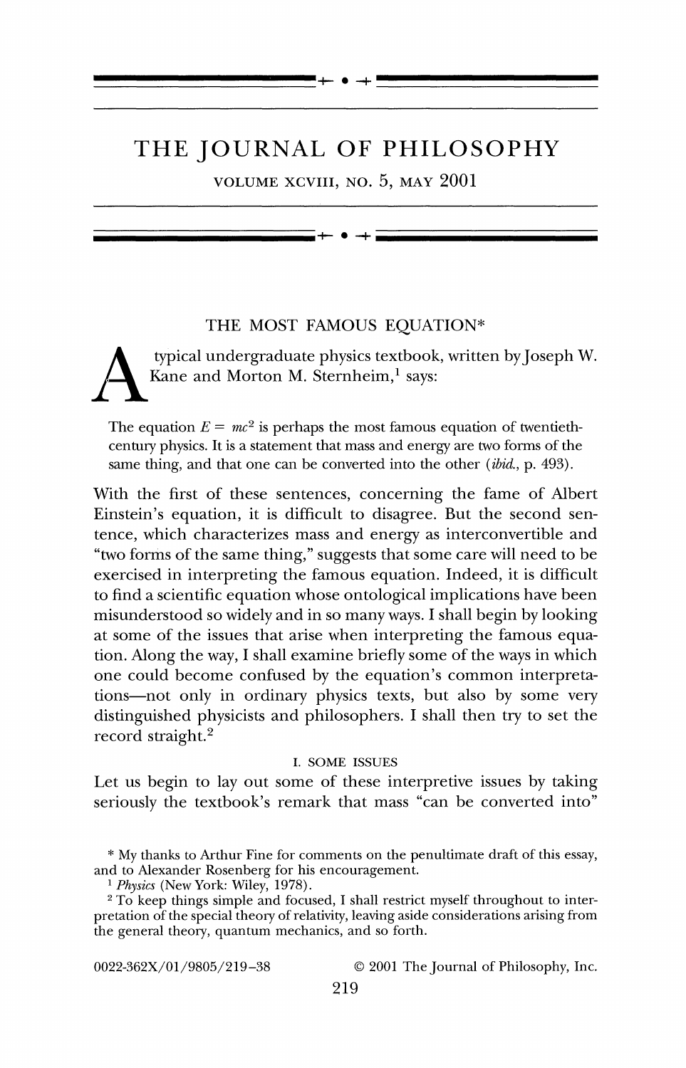# THE JOURNAL OF PHILOSOPHY

VOLUME XCVIII, NO. 5, MAY 2001

## THE MOST FAMOUS EQUATION*

A typical undergraduate physics textbook, written by Joseph W. Kane and Morton M. Sternheim,[1] says:

> The equation $E = mc^2$ is perhaps the most famous equation of twentieth-century physics. It is a statement that mass and energy are two forms of the same thing, and that one can be converted into the other (*ibid.*, p. 493).

With the first of these sentences, concerning the fame of Albert Einstein's equation, it is difficult to disagree. But the second sentence, which characterizes mass and energy as interconvertible and "two forms of the same thing," suggests that some care will need to be exercised in interpreting the famous equation. Indeed, it is difficult to find a scientific equation whose ontological implications have been misunderstood so widely and in so many ways. I shall begin by looking at some of the issues that arise when interpreting the famous equation. Along the way, I shall examine briefly some of the ways in which one could become confused by the equation's common interpretations—not only in ordinary physics texts, but also by some very distinguished physicists and philosophers. I shall then try to set the record straight.[2]

### I. SOME ISSUES

Let us begin to lay out some of these interpretive issues by taking seriously the textbook's remark that mass "can be converted into"

---

* My thanks to Arthur Fine for comments on the penultimate draft of this essay, and to Alexander Rosenberg for his encouragement.

[1] *Physics* (New York: Wiley, 1978).

[2] To keep things simple and focused, I shall restrict myself throughout to interpretation of the special theory of relativity, leaving aside considerations arising from the general theory, quantum mechanics, and so forth.

0022-362X/01/9805/219–38 © 2001 The Journal of Philosophy, Inc.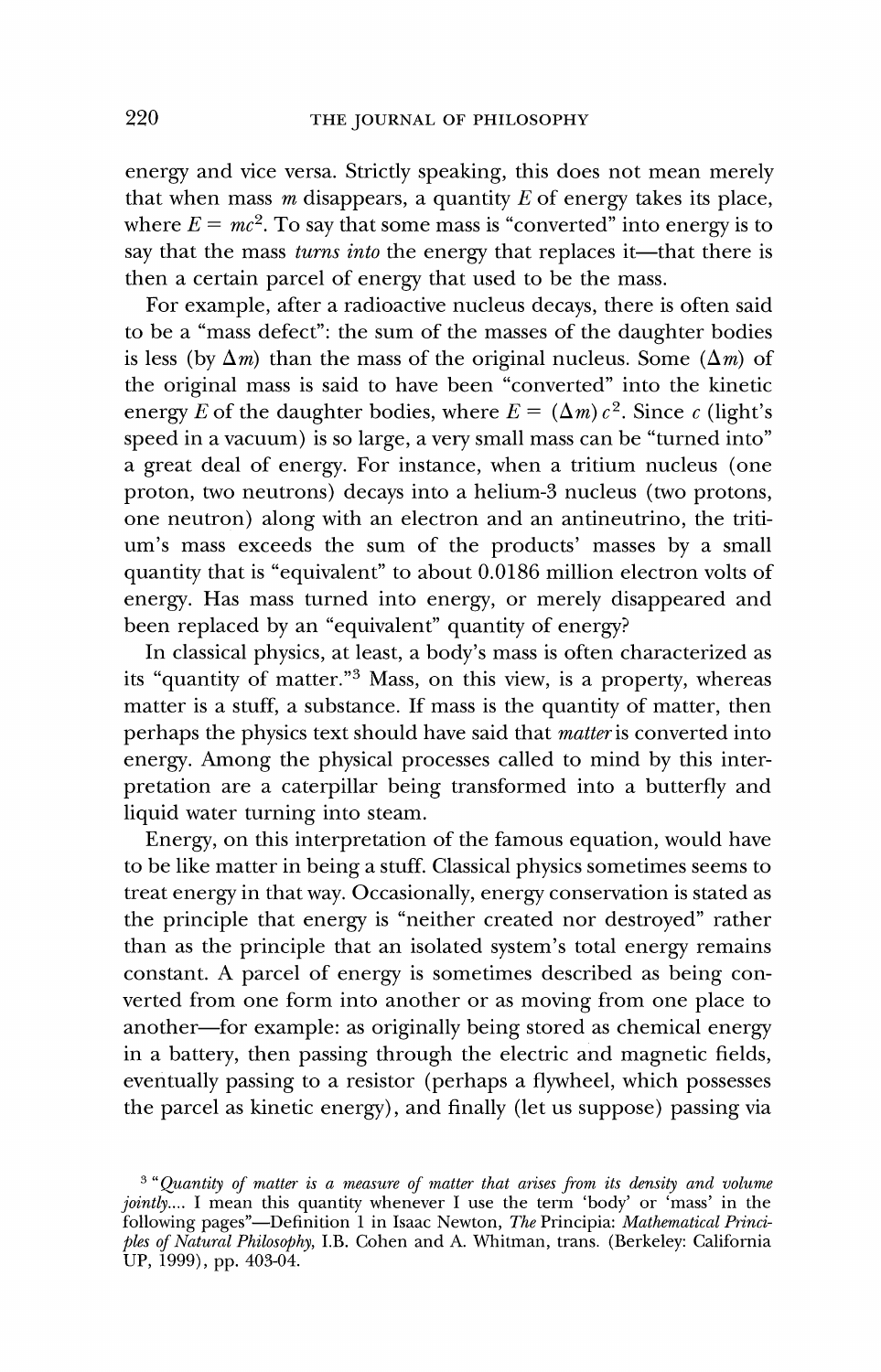energy and vice versa. Strictly speaking, this does not mean merely that when mass $m$ disappears, a quantity $E$ of energy takes its place, where $E = mc^2$. To say that some mass is "converted" into energy is to say that the mass *turns into* the energy that replaces it—that there is then a certain parcel of energy that used to be the mass.

For example, after a radioactive nucleus decays, there is often said to be a "mass defect": the sum of the masses of the daughter bodies is less (by $\Delta m$) than the mass of the original nucleus. Some ($\Delta m$) of the original mass is said to have been "converted" into the kinetic energy $E$ of the daughter bodies, where $E = (\Delta m) c^2$. Since $c$ (light's speed in a vacuum) is so large, a very small mass can be "turned into" a great deal of energy. For instance, when a tritium nucleus (one proton, two neutrons) decays into a helium-3 nucleus (two protons, one neutron) along with an electron and an antineutrino, the tritium's mass exceeds the sum of the products' masses by a small quantity that is "equivalent" to about 0.0186 million electron volts of energy. Has mass turned into energy, or merely disappeared and been replaced by an "equivalent" quantity of energy?

In classical physics, at least, a body's mass is often characterized as its "quantity of matter."[3] Mass, on this view, is a property, whereas matter is a stuff, a substance. If mass is the quantity of matter, then perhaps the physics text should have said that *matter* is converted into energy. Among the physical processes called to mind by this interpretation are a caterpillar being transformed into a butterfly and liquid water turning into steam.

Energy, on this interpretation of the famous equation, would have to be like matter in being a stuff. Classical physics sometimes seems to treat energy in that way. Occasionally, energy conservation is stated as the principle that energy is "neither created nor destroyed" rather than as the principle that an isolated system's total energy remains constant. A parcel of energy is sometimes described as being converted from one form into another or as moving from one place to another—for example: as originally being stored as chemical energy in a battery, then passing through the electric and magnetic fields, eventually passing to a resistor (perhaps a flywheel, which possesses the parcel as kinetic energy), and finally (let us suppose) passing via

[3] "*Quantity of matter is a measure of matter that arises from its density and volume jointly*.... I mean this quantity whenever I use the term 'body' or 'mass' in the following pages"—Definition 1 in Isaac Newton, *The* Principia: *Mathematical Principles of Natural Philosophy*, I.B. Cohen and A. Whitman, trans. (Berkeley: California UP, 1999), pp. 403-04.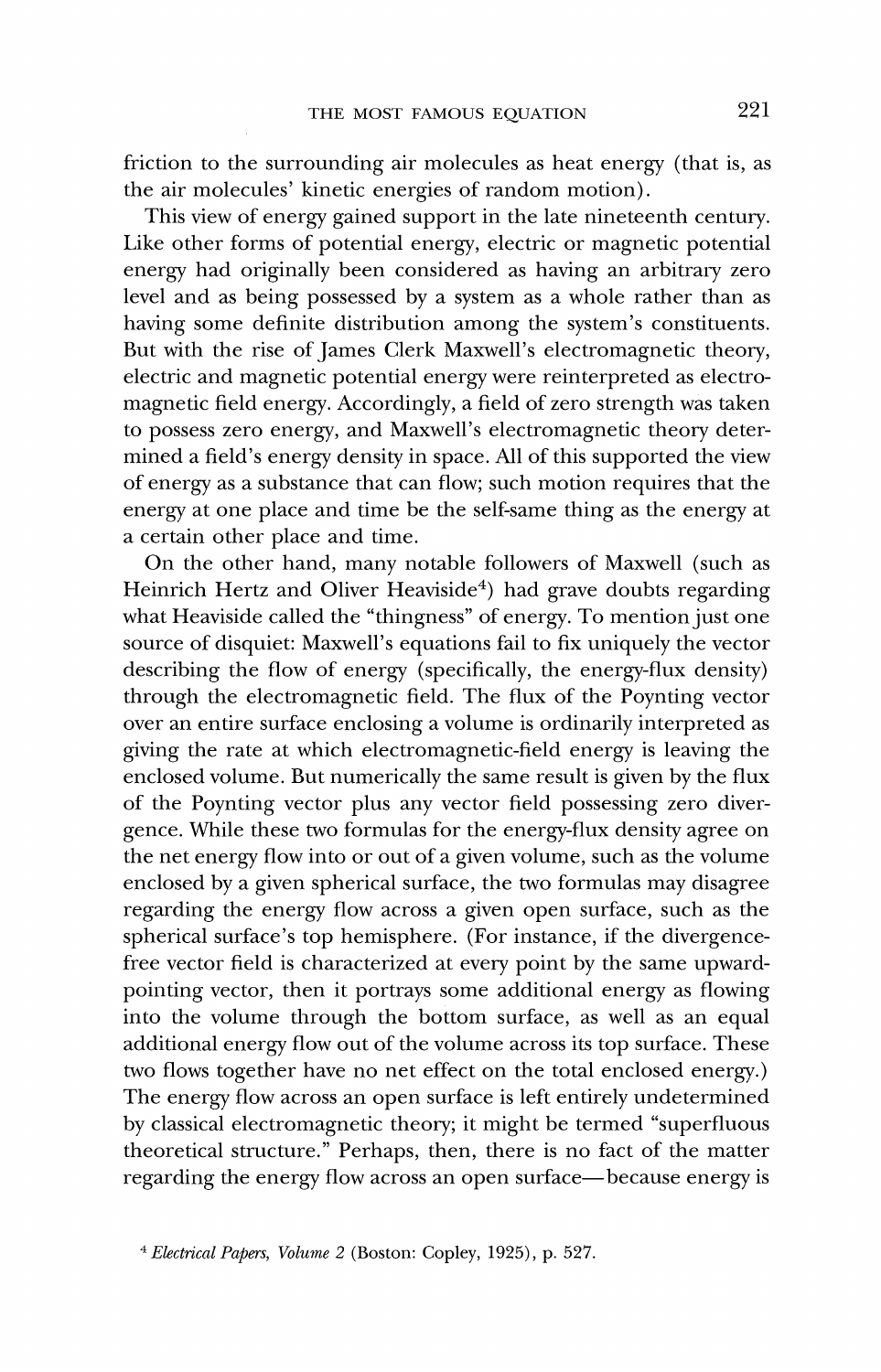friction to the surrounding air molecules as heat energy (that is, as the air molecules' kinetic energies of random motion).

This view of energy gained support in the late nineteenth century. Like other forms of potential energy, electric or magnetic potential energy had originally been considered as having an arbitrary zero level and as being possessed by a system as a whole rather than as having some definite distribution among the system's constituents. But with the rise of James Clerk Maxwell's electromagnetic theory, electric and magnetic potential energy were reinterpreted as electromagnetic field energy. Accordingly, a field of zero strength was taken to possess zero energy, and Maxwell's electromagnetic theory determined a field's energy density in space. All of this supported the view of energy as a substance that can flow; such motion requires that the energy at one place and time be the self-same thing as the energy at a certain other place and time.

On the other hand, many notable followers of Maxwell (such as Heinrich Hertz and Oliver Heaviside[4]) had grave doubts regarding what Heaviside called the "thingness" of energy. To mention just one source of disquiet: Maxwell's equations fail to fix uniquely the vector describing the flow of energy (specifically, the energy-flux density) through the electromagnetic field. The flux of the Poynting vector over an entire surface enclosing a volume is ordinarily interpreted as giving the rate at which electromagnetic-field energy is leaving the enclosed volume. But numerically the same result is given by the flux of the Poynting vector plus any vector field possessing zero divergence. While these two formulas for the energy-flux density agree on the net energy flow into or out of a given volume, such as the volume enclosed by a given spherical surface, the two formulas may disagree regarding the energy flow across a given open surface, such as the spherical surface's top hemisphere. (For instance, if the divergence-free vector field is characterized at every point by the same upward-pointing vector, then it portrays some additional energy as flowing into the volume through the bottom surface, as well as an equal additional energy flow out of the volume across its top surface. These two flows together have no net effect on the total enclosed energy.) The energy flow across an open surface is left entirely undetermined by classical electromagnetic theory; it might be termed "superfluous theoretical structure." Perhaps, then, there is no fact of the matter regarding the energy flow across an open surface—because energy is

[4] *Electrical Papers, Volume 2* (Boston: Copley, 1925), p. 527.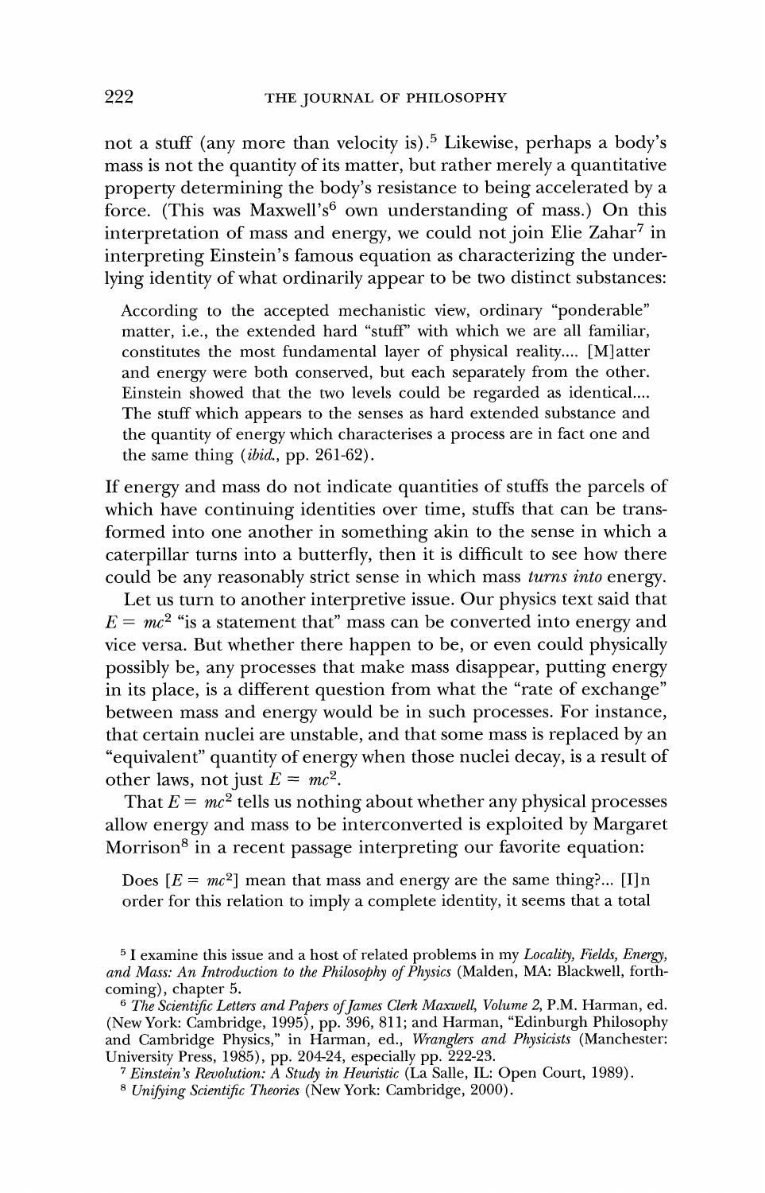not a stuff (any more than velocity is).[5] Likewise, perhaps a body's mass is not the quantity of its matter, but rather merely a quantitative property determining the body's resistance to being accelerated by a force. (This was Maxwell's[6] own understanding of mass.) On this interpretation of mass and energy, we could not join Elie Zahar[7] in interpreting Einstein's famous equation as characterizing the underlying identity of what ordinarily appear to be two distinct substances:

> According to the accepted mechanistic view, ordinary "ponderable" matter, i.e., the extended hard "stuff" with which we are all familiar, constitutes the most fundamental layer of physical reality.... [M]atter and energy were both conserved, but each separately from the other. Einstein showed that the two levels could be regarded as identical.... The stuff which appears to the senses as hard extended substance and the quantity of energy which characterises a process are in fact one and the same thing (*ibid.*, pp. 261-62).

If energy and mass do not indicate quantities of stuffs the parcels of which have continuing identities over time, stuffs that can be transformed into one another in something akin to the sense in which a caterpillar turns into a butterfly, then it is difficult to see how there could be any reasonably strict sense in which mass *turns into* energy.

Let us turn to another interpretive issue. Our physics text said that $E = mc^2$ "is a statement that" mass can be converted into energy and vice versa. But whether there happen to be, or even could physically possibly be, any processes that make mass disappear, putting energy in its place, is a different question from what the "rate of exchange" between mass and energy would be in such processes. For instance, that certain nuclei are unstable, and that some mass is replaced by an "equivalent" quantity of energy when those nuclei decay, is a result of other laws, not just $E = mc^2$.

That $E = mc^2$ tells us nothing about whether any physical processes allow energy and mass to be interconverted is exploited by Margaret Morrison[8] in a recent passage interpreting our favorite equation:

> Does [$E = mc^2$] mean that mass and energy are the same thing?... [I]n order for this relation to imply a complete identity, it seems that a total

---

[5] I examine this issue and a host of related problems in my *Locality, Fields, Energy, and Mass: An Introduction to the Philosophy of Physics* (Malden, MA: Blackwell, forthcoming), chapter 5.

[6] *The Scientific Letters and Papers of James Clerk Maxwell, Volume 2*, P.M. Harman, ed. (New York: Cambridge, 1995), pp. 396, 811; and Harman, "Edinburgh Philosophy and Cambridge Physics," in Harman, ed., *Wranglers and Physicists* (Manchester: University Press, 1985), pp. 204-24, especially pp. 222-23.

[7] *Einstein's Revolution: A Study in Heuristic* (La Salle, IL: Open Court, 1989).

[8] *Unifying Scientific Theories* (New York: Cambridge, 2000).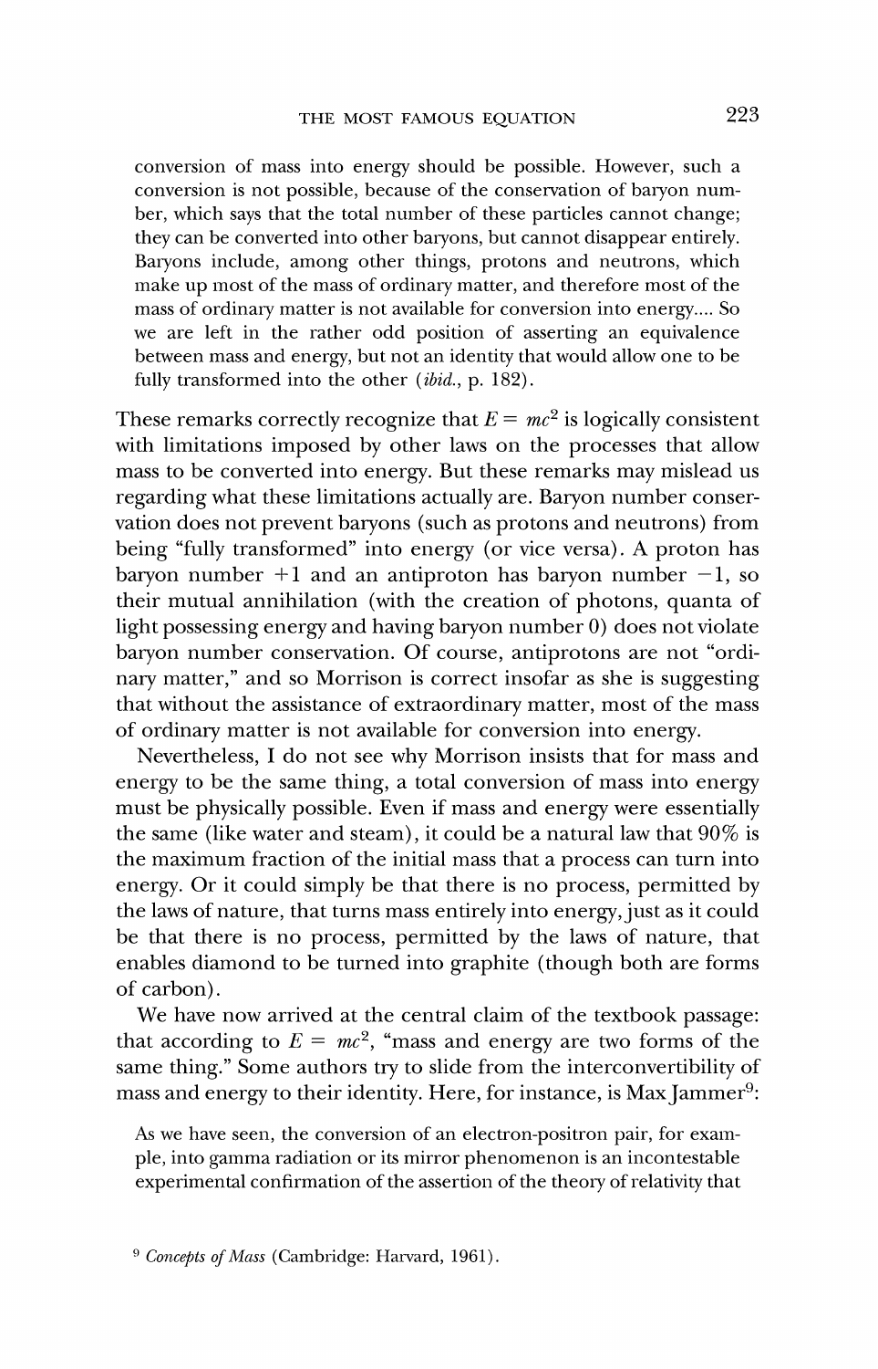> conversion of mass into energy should be possible. However, such a conversion is not possible, because of the conservation of baryon number, which says that the total number of these particles cannot change; they can be converted into other baryons, but cannot disappear entirely. Baryons include, among other things, protons and neutrons, which make up most of the mass of ordinary matter, and therefore most of the mass of ordinary matter is not available for conversion into energy.... So we are left in the rather odd position of asserting an equivalence between mass and energy, but not an identity that would allow one to be fully transformed into the other (*ibid.*, p. 182).

These remarks correctly recognize that $E = mc^2$ is logically consistent with limitations imposed by other laws on the processes that allow mass to be converted into energy. But these remarks may mislead us regarding what these limitations actually are. Baryon number conservation does not prevent baryons (such as protons and neutrons) from being "fully transformed" into energy (or vice versa). A proton has baryon number $+1$ and an antiproton has baryon number $-1$, so their mutual annihilation (with the creation of photons, quanta of light possessing energy and having baryon number 0) does not violate baryon number conservation. Of course, antiprotons are not "ordinary matter," and so Morrison is correct insofar as she is suggesting that without the assistance of extraordinary matter, most of the mass of ordinary matter is not available for conversion into energy.

Nevertheless, I do not see why Morrison insists that for mass and energy to be the same thing, a total conversion of mass into energy must be physically possible. Even if mass and energy were essentially the same (like water and steam), it could be a natural law that 90% is the maximum fraction of the initial mass that a process can turn into energy. Or it could simply be that there is no process, permitted by the laws of nature, that turns mass entirely into energy, just as it could be that there is no process, permitted by the laws of nature, that enables diamond to be turned into graphite (though both are forms of carbon).

We have now arrived at the central claim of the textbook passage: that according to $E = mc^2$, "mass and energy are two forms of the same thing." Some authors try to slide from the interconvertibility of mass and energy to their identity. Here, for instance, is Max Jammer[9]:

> As we have seen, the conversion of an electron-positron pair, for example, into gamma radiation or its mirror phenomenon is an incontestable experimental confirmation of the assertion of the theory of relativity that

[9] *Concepts of Mass* (Cambridge: Harvard, 1961).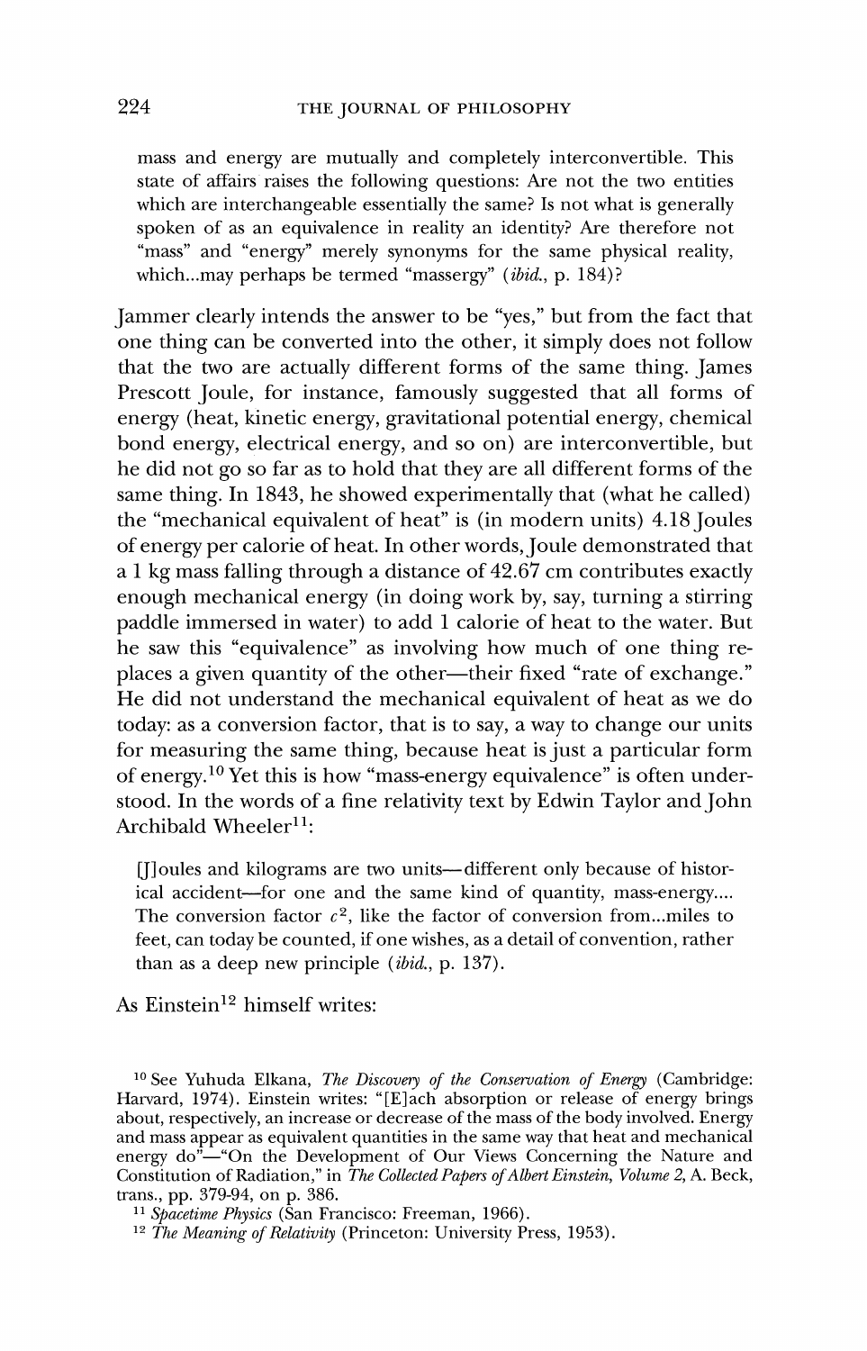> mass and energy are mutually and completely interconvertible. This state of affairs raises the following questions: Are not the two entities which are interchangeable essentially the same? Is not what is generally spoken of as an equivalence in reality an identity? Are therefore not "mass" and "energy" merely synonyms for the same physical reality, which...may perhaps be termed "massergy" (*ibid.*, p. 184)?

Jammer clearly intends the answer to be "yes," but from the fact that one thing can be converted into the other, it simply does not follow that the two are actually different forms of the same thing. James Prescott Joule, for instance, famously suggested that all forms of energy (heat, kinetic energy, gravitational potential energy, chemical bond energy, electrical energy, and so on) are interconvertible, but he did not go so far as to hold that they are all different forms of the same thing. In 1843, he showed experimentally that (what he called) the "mechanical equivalent of heat" is (in modern units) 4.18 Joules of energy per calorie of heat. In other words, Joule demonstrated that a 1 kg mass falling through a distance of 42.67 cm contributes exactly enough mechanical energy (in doing work by, say, turning a stirring paddle immersed in water) to add 1 calorie of heat to the water. But he saw this "equivalence" as involving how much of one thing replaces a given quantity of the other—their fixed "rate of exchange." He did not understand the mechanical equivalent of heat as we do today: as a conversion factor, that is to say, a way to change our units for measuring the same thing, because heat is just a particular form of energy.[10] Yet this is how "mass-energy equivalence" is often understood. In the words of a fine relativity text by Edwin Taylor and John Archibald Wheeler[11]:

> [J]oules and kilograms are two units—different only because of historical accident—for one and the same kind of quantity, mass-energy.... The conversion factor $c^2$, like the factor of conversion from...miles to feet, can today be counted, if one wishes, as a detail of convention, rather than as a deep new principle (*ibid.*, p. 137).

As Einstein[12] himself writes:

---

[10] See Yuhuda Elkana, *The Discovery of the Conservation of Energy* (Cambridge: Harvard, 1974). Einstein writes: "[E]ach absorption or release of energy brings about, respectively, an increase or decrease of the mass of the body involved. Energy and mass appear as equivalent quantities in the same way that heat and mechanical energy do"—"On the Development of Our Views Concerning the Nature and Constitution of Radiation," in *The Collected Papers of Albert Einstein, Volume 2*, A. Beck, trans., pp. 379-94, on p. 386.

[11] *Spacetime Physics* (San Francisco: Freeman, 1966).

[12] *The Meaning of Relativity* (Princeton: University Press, 1953).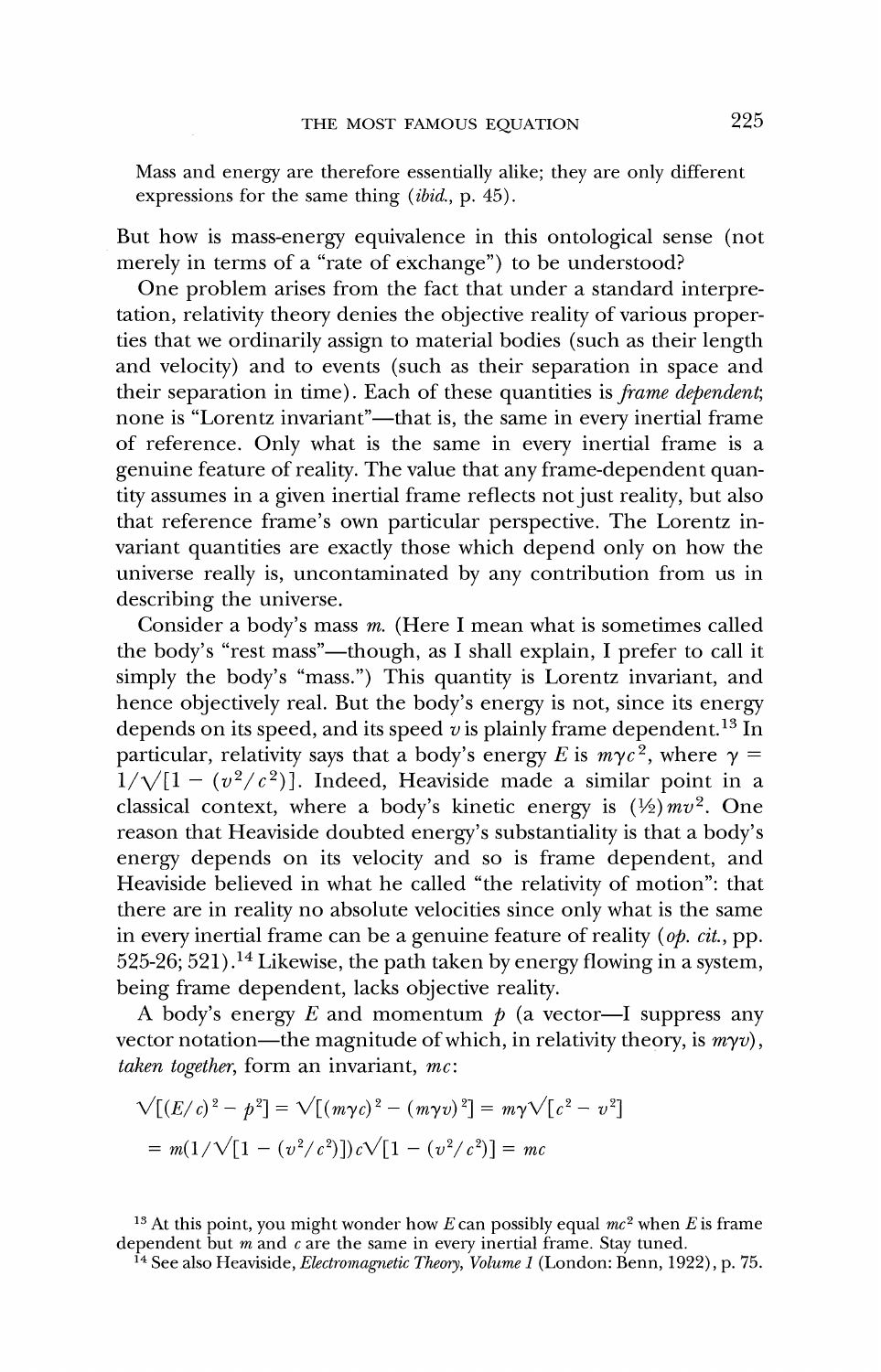Mass and energy are therefore essentially alike; they are only different expressions for the same thing (*ibid.*, p. 45).

But how is mass-energy equivalence in this ontological sense (not merely in terms of a "rate of exchange") to be understood?

One problem arises from the fact that under a standard interpretation, relativity theory denies the objective reality of various properties that we ordinarily assign to material bodies (such as their length and velocity) and to events (such as their separation in space and their separation in time). Each of these quantities is *frame dependent*; none is "Lorentz invariant"—that is, the same in every inertial frame of reference. Only what is the same in every inertial frame is a genuine feature of reality. The value that any frame-dependent quantity assumes in a given inertial frame reflects not just reality, but also that reference frame's own particular perspective. The Lorentz invariant quantities are exactly those which depend only on how the universe really is, uncontaminated by any contribution from us in describing the universe.

Consider a body's mass $m$. (Here I mean what is sometimes called the body's "rest mass"—though, as I shall explain, I prefer to call it simply the body's "mass.") This quantity is Lorentz invariant, and hence objectively real. But the body's energy is not, since its energy depends on its speed, and its speed $v$ is plainly frame dependent.[13] In particular, relativity says that a body's energy $E$ is $m\gamma c^2$, where $\gamma = 1/\sqrt{[1 - (v^2/c^2)]}$. Indeed, Heaviside made a similar point in a classical context, where a body's kinetic energy is $(\frac{1}{2})mv^2$. One reason that Heaviside doubted energy's substantiality is that a body's energy depends on its velocity and so is frame dependent, and Heaviside believed in what he called "the relativity of motion": that there are in reality no absolute velocities since only what is the same in every inertial frame can be a genuine feature of reality (*op. cit.*, pp. 525-26; 521).[14] Likewise, the path taken by energy flowing in a system, being frame dependent, lacks objective reality.

A body's energy $E$ and momentum $p$ (a vector—I suppress any vector notation—the magnitude of which, in relativity theory, is $m\gamma v$), *taken together*, form an invariant, $mc$:

$$\sqrt{[(E/c)^2 - p^2]} = \sqrt{[(m\gamma c)^2 - (m\gamma v)^2]} = m\gamma\sqrt{[c^2 - v^2]}$$

$$= m(1/\sqrt{[1 - (v^2/c^2)]})c\sqrt{[1 - (v^2/c^2)]} = mc$$

[13] At this point, you might wonder how $E$ can possibly equal $mc^2$ when $E$ is frame dependent but $m$ and $c$ are the same in every inertial frame. Stay tuned.

[14] See also Heaviside, *Electromagnetic Theory, Volume 1* (London: Benn, 1922), p. 75.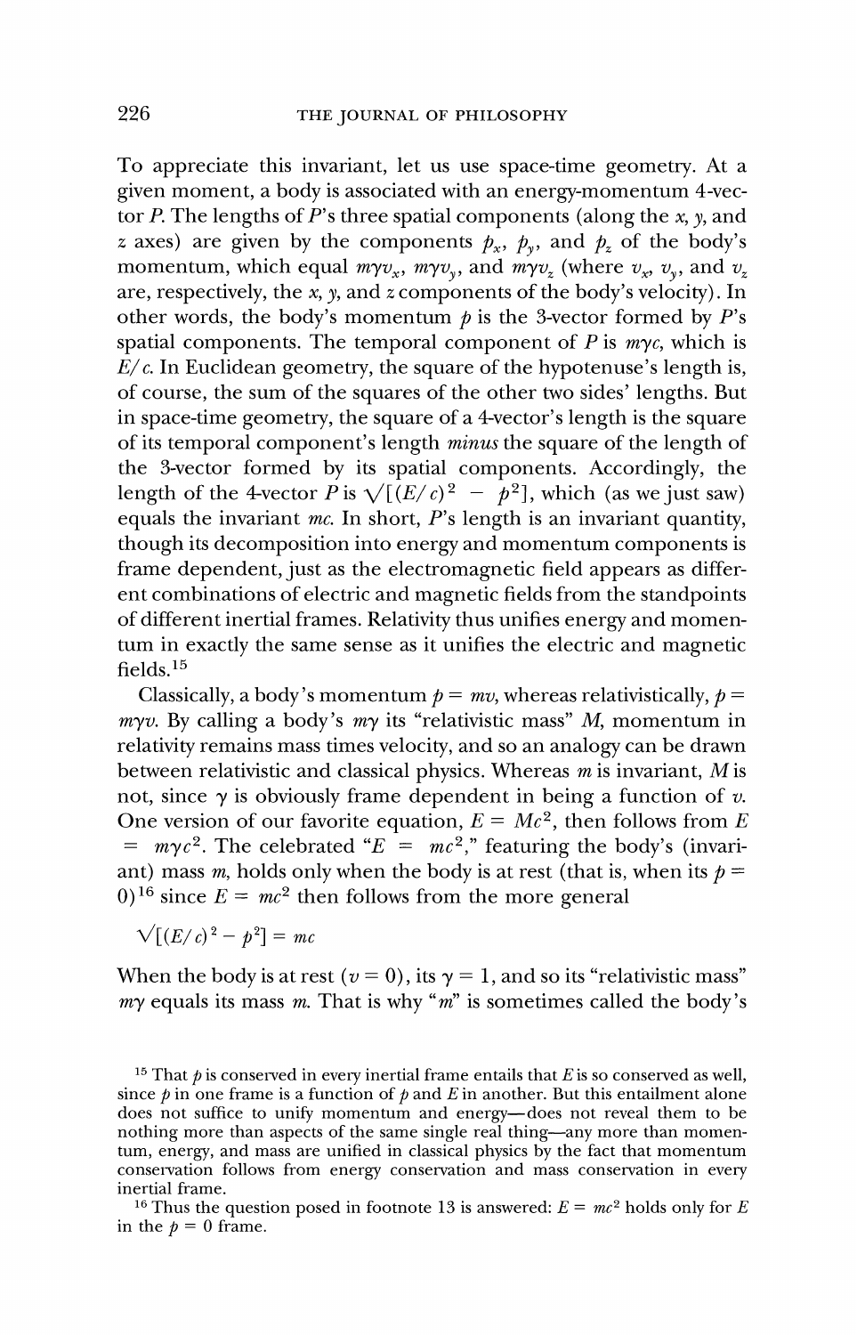To appreciate this invariant, let us use space-time geometry. At a given moment, a body is associated with an energy-momentum 4-vector $P$. The lengths of $P$'s three spatial components (along the $x$, $y$, and $z$ axes) are given by the components $p_x$, $p_y$, and $p_z$ of the body's momentum, which equal $m\gamma v_x$, $m\gamma v_y$, and $m\gamma v_z$ (where $v_x$, $v_y$, and $v_z$ are, respectively, the $x$, $y$, and $z$ components of the body's velocity). In other words, the body's momentum $p$ is the 3-vector formed by $P$'s spatial components. The temporal component of $P$ is $m\gamma c$, which is $E/c$. In Euclidean geometry, the square of the hypotenuse's length is, of course, the sum of the squares of the other two sides' lengths. But in space-time geometry, the square of a 4-vector's length is the square of its temporal component's length *minus* the square of the length of the 3-vector formed by its spatial components. Accordingly, the length of the 4-vector $P$ is $\sqrt{[(E/c)^2 - p^2]}$, which (as we just saw) equals the invariant $mc$. In short, $P$'s length is an invariant quantity, though its decomposition into energy and momentum components is frame dependent, just as the electromagnetic field appears as different combinations of electric and magnetic fields from the standpoints of different inertial frames. Relativity thus unifies energy and momentum in exactly the same sense as it unifies the electric and magnetic fields.[15]

Classically, a body's momentum $p = mv$, whereas relativistically, $p = m\gamma v$. By calling a body's $m\gamma$ its "relativistic mass" $M$, momentum in relativity remains mass times velocity, and so an analogy can be drawn between relativistic and classical physics. Whereas $m$ is invariant, $M$ is not, since $\gamma$ is obviously frame dependent in being a function of $v$. One version of our favorite equation, $E = Mc^2$, then follows from $E = m\gamma c^2$. The celebrated "$E = mc^2$," featuring the body's (invariant) mass $m$, holds only when the body is at rest (that is, when its $p = 0$)[16] since $E = mc^2$ then follows from the more general

$$\sqrt{[(E/c)^2 - p^2]} = mc$$

When the body is at rest ($v = 0$), its $\gamma = 1$, and so its "relativistic mass" $m\gamma$ equals its mass $m$. That is why "$m$" is sometimes called the body's

[15] That $p$ is conserved in every inertial frame entails that $E$ is so conserved as well, since $p$ in one frame is a function of $p$ and $E$ in another. But this entailment alone does not suffice to unify momentum and energy—does not reveal them to be nothing more than aspects of the same single real thing—any more than momentum, energy, and mass are unified in classical physics by the fact that momentum conservation follows from energy conservation and mass conservation in every inertial frame.

[16] Thus the question posed in footnote 13 is answered: $E = mc^2$ holds only for $E$ in the $p = 0$ frame.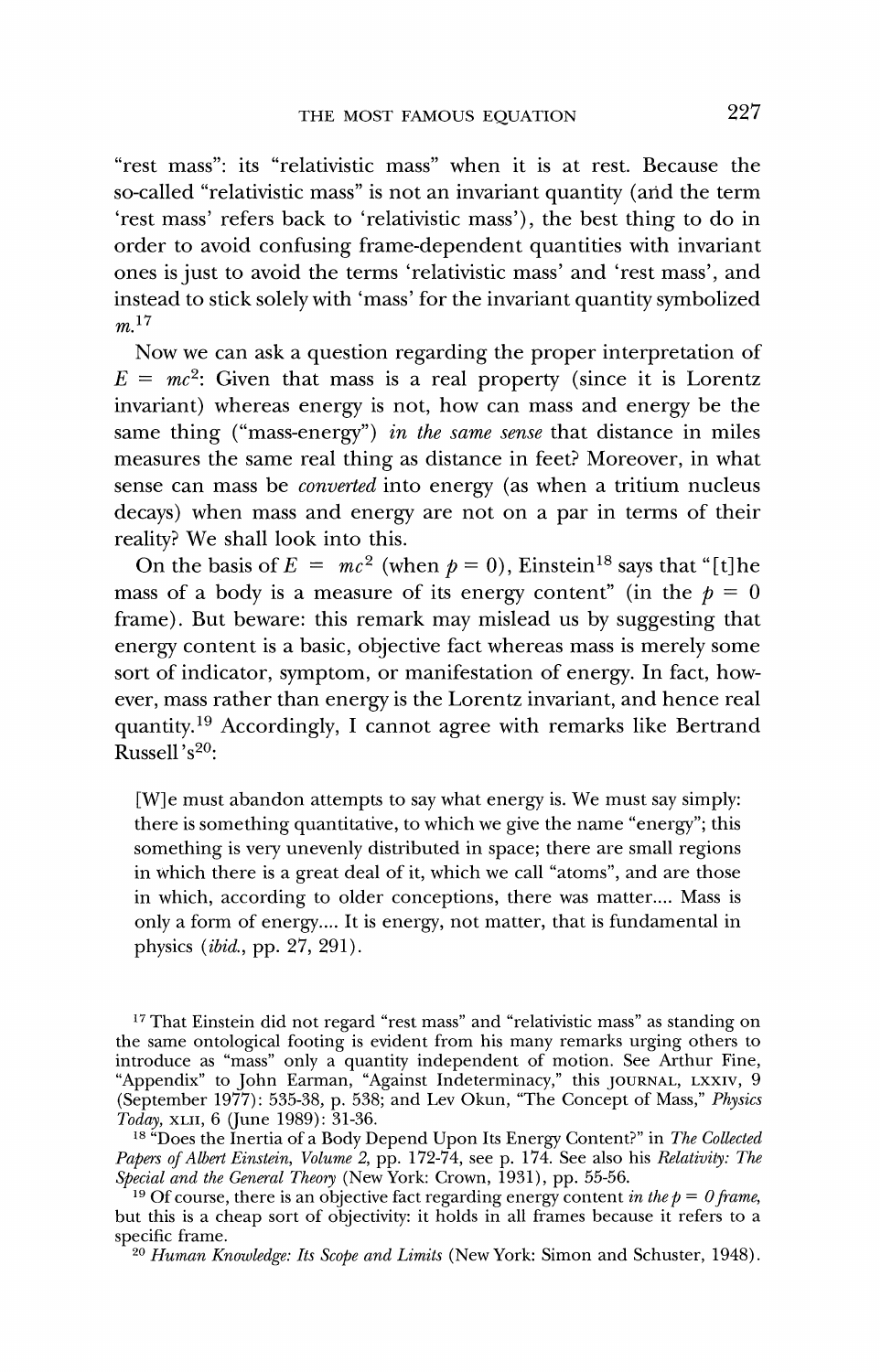"rest mass": its "relativistic mass" when it is at rest. Because the so-called "relativistic mass" is not an invariant quantity (and the term 'rest mass' refers back to 'relativistic mass'), the best thing to do in order to avoid confusing frame-dependent quantities with invariant ones is just to avoid the terms 'relativistic mass' and 'rest mass', and instead to stick solely with 'mass' for the invariant quantity symbolized $m$.[17]

Now we can ask a question regarding the proper interpretation of $E = mc^2$: Given that mass is a real property (since it is Lorentz invariant) whereas energy is not, how can mass and energy be the same thing ("mass-energy") *in the same sense* that distance in miles measures the same real thing as distance in feet? Moreover, in what sense can mass be *converted* into energy (as when a tritium nucleus decays) when mass and energy are not on a par in terms of their reality? We shall look into this.

On the basis of $E = mc^2$ (when $p = 0$), Einstein[18] says that "[t]he mass of a body is a measure of its energy content" (in the $p = 0$ frame). But beware: this remark may mislead us by suggesting that energy content is a basic, objective fact whereas mass is merely some sort of indicator, symptom, or manifestation of energy. In fact, however, mass rather than energy is the Lorentz invariant, and hence real quantity.[19] Accordingly, I cannot agree with remarks like Bertrand Russell's[20]:

> [W]e must abandon attempts to say what energy is. We must say simply: there is something quantitative, to which we give the name "energy"; this something is very unevenly distributed in space; there are small regions in which there is a great deal of it, which we call "atoms", and are those in which, according to older conceptions, there was matter.... Mass is only a form of energy.... It is energy, not matter, that is fundamental in physics (*ibid.*, pp. 27, 291).

[17] That Einstein did not regard "rest mass" and "relativistic mass" as standing on the same ontological footing is evident from his many remarks urging others to introduce as "mass" only a quantity independent of motion. See Arthur Fine, "Appendix" to John Earman, "Against Indeterminacy," this JOURNAL, LXXIV, 9 (September 1977): 535-38, p. 538; and Lev Okun, "The Concept of Mass," *Physics Today*, XLII, 6 (June 1989): 31-36.

[18] "Does the Inertia of a Body Depend Upon Its Energy Content?" in *The Collected Papers of Albert Einstein, Volume 2*, pp. 172-74, see p. 174. See also his *Relativity: The Special and the General Theory* (New York: Crown, 1931), pp. 55-56.

[19] Of course, there is an objective fact regarding energy content *in the $p = 0$ frame*, but this is a cheap sort of objectivity: it holds in all frames because it refers to a specific frame.

[20] *Human Knowledge: Its Scope and Limits* (New York: Simon and Schuster, 1948).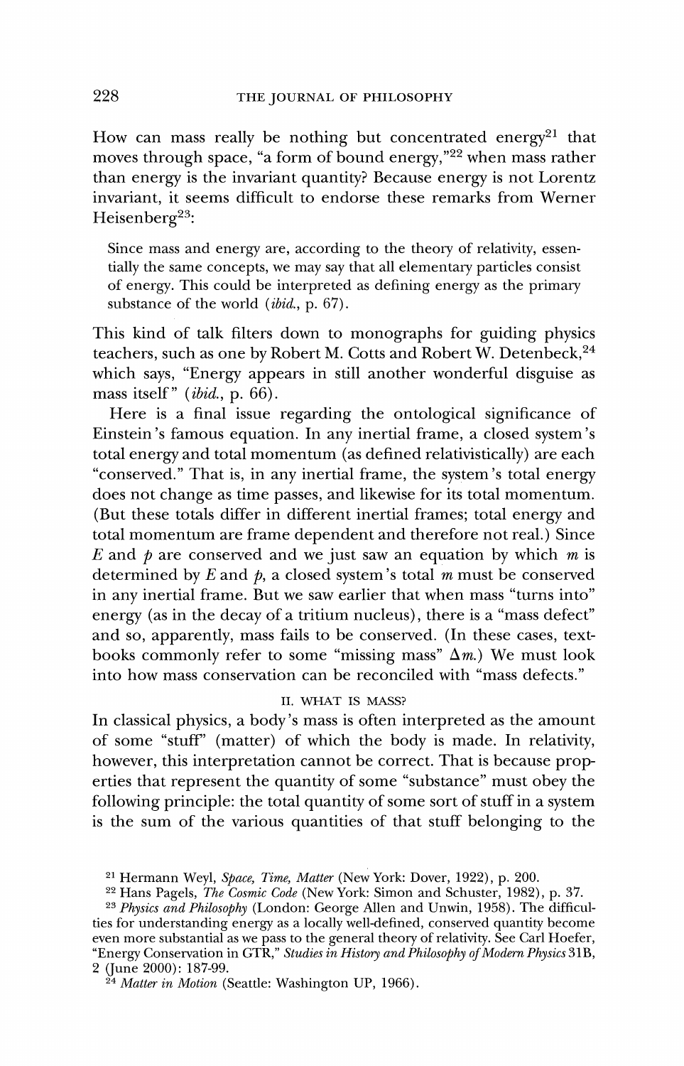How can mass really be nothing but concentrated energy[21] that moves through space, "a form of bound energy,"[22] when mass rather than energy is the invariant quantity? Because energy is not Lorentz invariant, it seems difficult to endorse these remarks from Werner Heisenberg[23]:

> Since mass and energy are, according to the theory of relativity, essentially the same concepts, we may say that all elementary particles consist of energy. This could be interpreted as defining energy as the primary substance of the world (*ibid.*, p. 67).

This kind of talk filters down to monographs for guiding physics teachers, such as one by Robert M. Cotts and Robert W. Detenbeck,[24] which says, "Energy appears in still another wonderful disguise as mass itself" (*ibid.*, p. 66).

Here is a final issue regarding the ontological significance of Einstein's famous equation. In any inertial frame, a closed system's total energy and total momentum (as defined relativistically) are each "conserved." That is, in any inertial frame, the system's total energy does not change as time passes, and likewise for its total momentum. (But these totals differ in different inertial frames; total energy and total momentum are frame dependent and therefore not real.) Since $E$ and $p$ are conserved and we just saw an equation by which $m$ is determined by $E$ and $p$, a closed system's total $m$ must be conserved in any inertial frame. But we saw earlier that when mass "turns into" energy (as in the decay of a tritium nucleus), there is a "mass defect" and so, apparently, mass fails to be conserved. (In these cases, textbooks commonly refer to some "missing mass" $\Delta m$.) We must look into how mass conservation can be reconciled with "mass defects."

## II. WHAT IS MASS?

In classical physics, a body's mass is often interpreted as the amount of some "stuff" (matter) of which the body is made. In relativity, however, this interpretation cannot be correct. That is because properties that represent the quantity of some "substance" must obey the following principle: the total quantity of some sort of stuff in a system is the sum of the various quantities of that stuff belonging to the

---

[21] Hermann Weyl, *Space, Time, Matter* (New York: Dover, 1922), p. 200.

[22] Hans Pagels, *The Cosmic Code* (New York: Simon and Schuster, 1982), p. 37.

[23] *Physics and Philosophy* (London: George Allen and Unwin, 1958). The difficulties for understanding energy as a locally well-defined, conserved quantity become even more substantial as we pass to the general theory of relativity. See Carl Hoefer, "Energy Conservation in GTR," *Studies in History and Philosophy of Modern Physics* 31B, 2 (June 2000): 187-99.

[24] *Matter in Motion* (Seattle: Washington UP, 1966).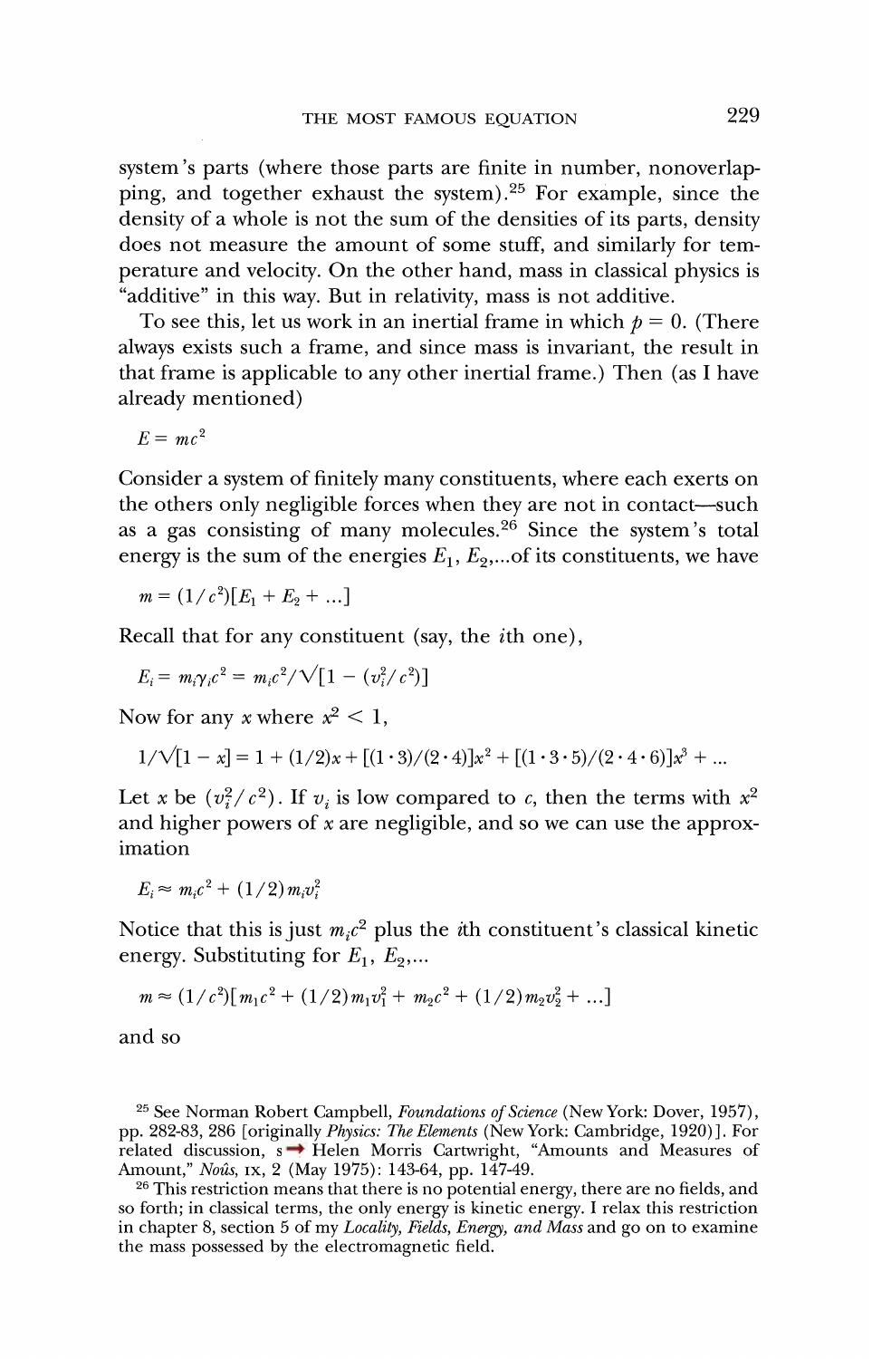system's parts (where those parts are finite in number, nonoverlapping, and together exhaust the system).[25] For example, since the density of a whole is not the sum of the densities of its parts, density does not measure the amount of some stuff, and similarly for temperature and velocity. On the other hand, mass in classical physics is "additive" in this way. But in relativity, mass is not additive.

To see this, let us work in an inertial frame in which $p = 0$. (There always exists such a frame, and since mass is invariant, the result in that frame is applicable to any other inertial frame.) Then (as I have already mentioned)

$$E = mc^2$$

Consider a system of finitely many constituents, where each exerts on the others only negligible forces when they are not in contact—such as a gas consisting of many molecules.[26] Since the system's total energy is the sum of the energies $E_1$, $E_2$,...of its constituents, we have

$$m = (1/c^2)[E_1 + E_2 + ...]$$

Recall that for any constituent (say, the $i$th one),

$$E_i = m_i\gamma_i c^2 = m_i c^2/\surd[1 - (v_i^2/c^2)]$$

Now for any $x$ where $x^2 < 1$,

$$1/\surd[1 - x] = 1 + (1/2)x + [(1 \cdot 3)/(2 \cdot 4)]x^2 + [(1 \cdot 3 \cdot 5)/(2 \cdot 4 \cdot 6)]x^3 + ...$$

Let $x$ be $(v_i^2/c^2)$. If $v_i$ is low compared to $c$, then the terms with $x^2$ and higher powers of $x$ are negligible, and so we can use the approximation

$$E_i \approx m_i c^2 + (1/2)m_i v_i^2$$

Notice that this is just $m_i c^2$ plus the $i$th constituent's classical kinetic energy. Substituting for $E_1$, $E_2$,...

$$m \approx (1/c^2)[m_1 c^2 + (1/2)m_1 v_1^2 + m_2 c^2 + (1/2)m_2 v_2^2 + ...]$$

and so

---

[25] See Norman Robert Campbell, *Foundations of Science* (New York: Dover, 1957), pp. 282-83, 286 [originally *Physics: The Elements* (New York: Cambridge, 1920)]. For related discussion, see Helen Morris Cartwright, "Amounts and Measures of Amount," *Noûs*, IX, 2 (May 1975): 143-64, pp. 147-49.

[26] This restriction means that there is no potential energy, there are no fields, and so forth; in classical terms, the only energy is kinetic energy. I relax this restriction in chapter 8, section 5 of my *Locality, Fields, Energy, and Mass* and go on to examine the mass possessed by the electromagnetic field.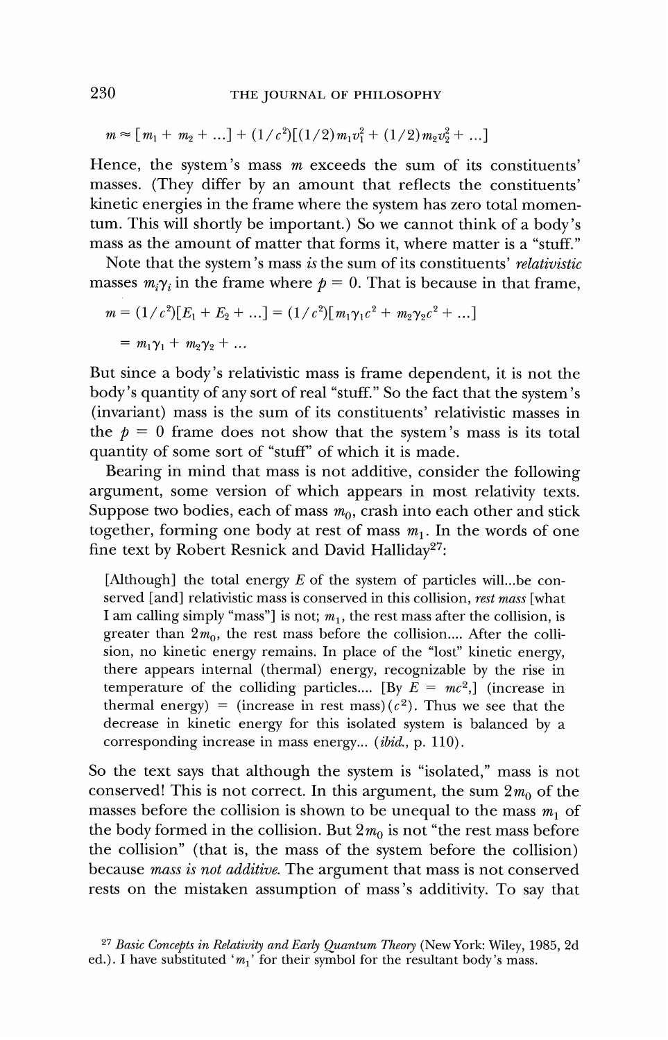$$m \approx [m_1 + m_2 + ...] + (1/c^2)[(1/2)m_1v_1^2 + (1/2)m_2v_2^2 + ...]$$

Hence, the system's mass $m$ exceeds the sum of its constituents' masses. (They differ by an amount that reflects the constituents' kinetic energies in the frame where the system has zero total momentum. This will shortly be important.) So we cannot think of a body's mass as the amount of matter that forms it, where matter is a "stuff."

Note that the system's mass *is* the sum of its constituents' *relativistic* masses $m_i\gamma_i$ in the frame where $p = 0$. That is because in that frame,

$$m = (1/c^2)[E_1 + E_2 + ...] = (1/c^2)[m_1\gamma_1c^2 + m_2\gamma_2c^2 + ...]$$

$$= m_1\gamma_1 + m_2\gamma_2 + ...$$

But since a body's relativistic mass is frame dependent, it is not the body's quantity of any sort of real "stuff." So the fact that the system's (invariant) mass is the sum of its constituents' relativistic masses in the $p = 0$ frame does not show that the system's mass is its total quantity of some sort of "stuff" of which it is made.

Bearing in mind that mass is not additive, consider the following argument, some version of which appears in most relativity texts. Suppose two bodies, each of mass $m_0$, crash into each other and stick together, forming one body at rest of mass $m_1$. In the words of one fine text by Robert Resnick and David Halliday[27]:

> [Although] the total energy $E$ of the system of particles will...be conserved [and] relativistic mass is conserved in this collision, *rest mass* [what I am calling simply "mass"] is not; $m_1$, the rest mass after the collision, is greater than $2m_0$, the rest mass before the collision.... After the collision, no kinetic energy remains. In place of the "lost" kinetic energy, there appears internal (thermal) energy, recognizable by the rise in temperature of the colliding particles.... [By $E = mc^2$,] (increase in thermal energy) = (increase in rest mass)($c^2$). Thus we see that the decrease in kinetic energy for this isolated system is balanced by a corresponding increase in mass energy... (*ibid.*, p. 110).

So the text says that although the system is "isolated," mass is not conserved! This is not correct. In this argument, the sum $2m_0$ of the masses before the collision is shown to be unequal to the mass $m_1$ of the body formed in the collision. But $2m_0$ is not "the rest mass before the collision" (that is, the mass of the system before the collision) because *mass is not additive.* The argument that mass is not conserved rests on the mistaken assumption of mass's additivity. To say that

---

[27] *Basic Concepts in Relativity and Early Quantum Theory* (New York: Wiley, 1985, 2d ed.). I have substituted '$m_1$' for their symbol for the resultant body's mass.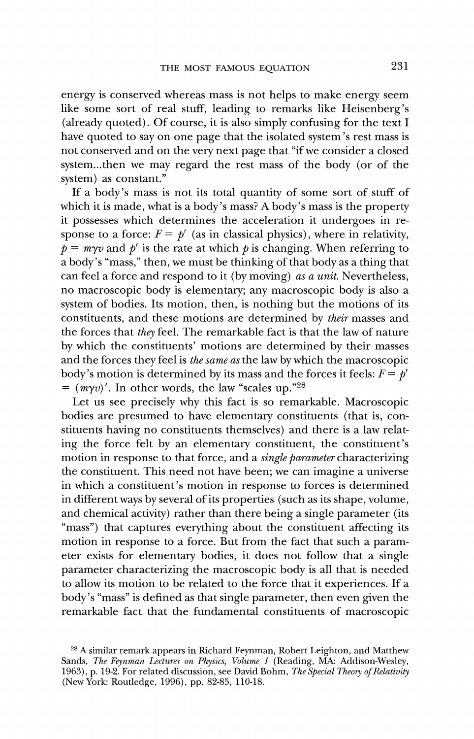energy is conserved whereas mass is not helps to make energy seem like some sort of real stuff, leading to remarks like Heisenberg's (already quoted). Of course, it is also simply confusing for the text I have quoted to say on one page that the isolated system's rest mass is not conserved and on the very next page that "if we consider a closed system...then we may regard the rest mass of the body (or of the system) as constant."

If a body's mass is not its total quantity of some sort of stuff of which it is made, what is a body's mass? A body's mass is the property it possesses which determines the acceleration it undergoes in response to a force: $F = p'$ (as in classical physics), where in relativity, $p = m\gamma v$ and $p'$ is the rate at which $p$ is changing. When referring to a body's "mass," then, we must be thinking of that body as a thing that can feel a force and respond to it (by moving) *as a unit.* Nevertheless, no macroscopic body is elementary; any macroscopic body is also a system of bodies. Its motion, then, is nothing but the motions of its constituents, and these motions are determined by *their* masses and the forces that *they* feel. The remarkable fact is that the law of nature by which the constituents' motions are determined by their masses and the forces they feel is *the same as* the law by which the macroscopic body's motion is determined by its mass and the forces it feels: $F = p' = (m\gamma v)'$. In other words, the law "scales up."[28]

Let us see precisely why this fact is so remarkable. Macroscopic bodies are presumed to have elementary constituents (that is, constituents having no constituents themselves) and there is a law relating the force felt by an elementary constituent, the constituent's motion in response to that force, and a *single parameter* characterizing the constituent. This need not have been; we can imagine a universe in which a constituent's motion in response to forces is determined in different ways by several of its properties (such as its shape, volume, and chemical activity) rather than there being a single parameter (its "mass") that captures everything about the constituent affecting its motion in response to a force. But from the fact that such a parameter exists for elementary bodies, it does not follow that a single parameter characterizing the macroscopic body is all that is needed to allow its motion to be related to the force that it experiences. If a body's "mass" is defined as that single parameter, then even given the remarkable fact that the fundamental constituents of macroscopic

[28] A similar remark appears in Richard Feynman, Robert Leighton, and Matthew Sands, *The Feynman Lectures on Physics, Volume 1* (Reading, MA: Addison-Wesley, 1963), p. 19-2. For related discussion, see David Bohm, *The Special Theory of Relativity* (New York: Routledge, 1996), pp. 82-85, 110-18.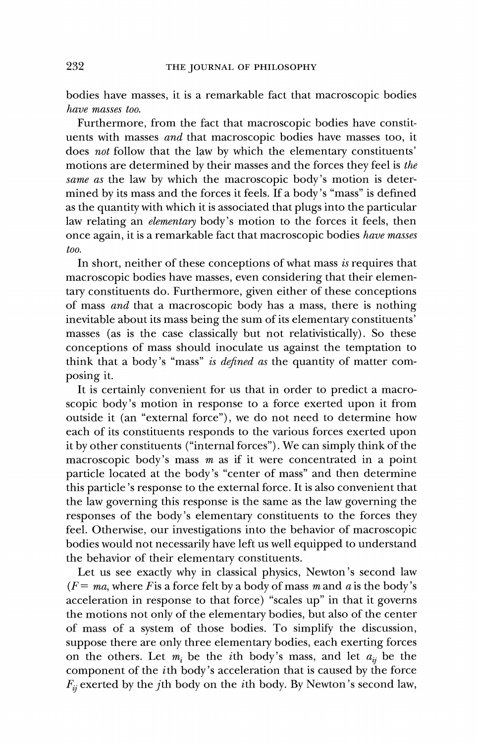bodies have masses, it is a remarkable fact that macroscopic bodies *have masses too*.

Furthermore, from the fact that macroscopic bodies have constituents with masses *and* that macroscopic bodies have masses too, it does *not* follow that the law by which the elementary constituents' motions are determined by their masses and the forces they feel is *the same as* the law by which the macroscopic body's motion is determined by its mass and the forces it feels. If a body's "mass" is defined as the quantity with which it is associated that plugs into the particular law relating an *elementary* body's motion to the forces it feels, then once again, it is a remarkable fact that macroscopic bodies *have masses too*.

In short, neither of these conceptions of what mass *is* requires that macroscopic bodies have masses, even considering that their elementary constituents do. Furthermore, given either of these conceptions of mass *and* that a macroscopic body has a mass, there is nothing inevitable about its mass being the sum of its elementary constituents' masses (as is the case classically but not relativistically). So these conceptions of mass should inoculate us against the temptation to think that a body's "mass" *is defined as* the quantity of matter composing it.

It is certainly convenient for us that in order to predict a macroscopic body's motion in response to a force exerted upon it from outside it (an "external force"), we do not need to determine how each of its constituents responds to the various forces exerted upon it by other constituents ("internal forces"). We can simply think of the macroscopic body's mass $m$ as if it were concentrated in a point particle located at the body's "center of mass" and then determine this particle's response to the external force. It is also convenient that the law governing this response is the same as the law governing the responses of the body's elementary constituents to the forces they feel. Otherwise, our investigations into the behavior of macroscopic bodies would not necessarily have left us well equipped to understand the behavior of their elementary constituents.

Let us see exactly why in classical physics, Newton's second law ($F = ma$, where $F$ is a force felt by a body of mass $m$ and $a$ is the body's acceleration in response to that force) "scales up" in that it governs the motions not only of the elementary bodies, but also of the center of mass of a system of those bodies. To simplify the discussion, suppose there are only three elementary bodies, each exerting forces on the others. Let $m_i$ be the $i$th body's mass, and let $a_{ij}$ be the component of the $i$th body's acceleration that is caused by the force $F_{ij}$ exerted by the $j$th body on the $i$th body. By Newton's second law,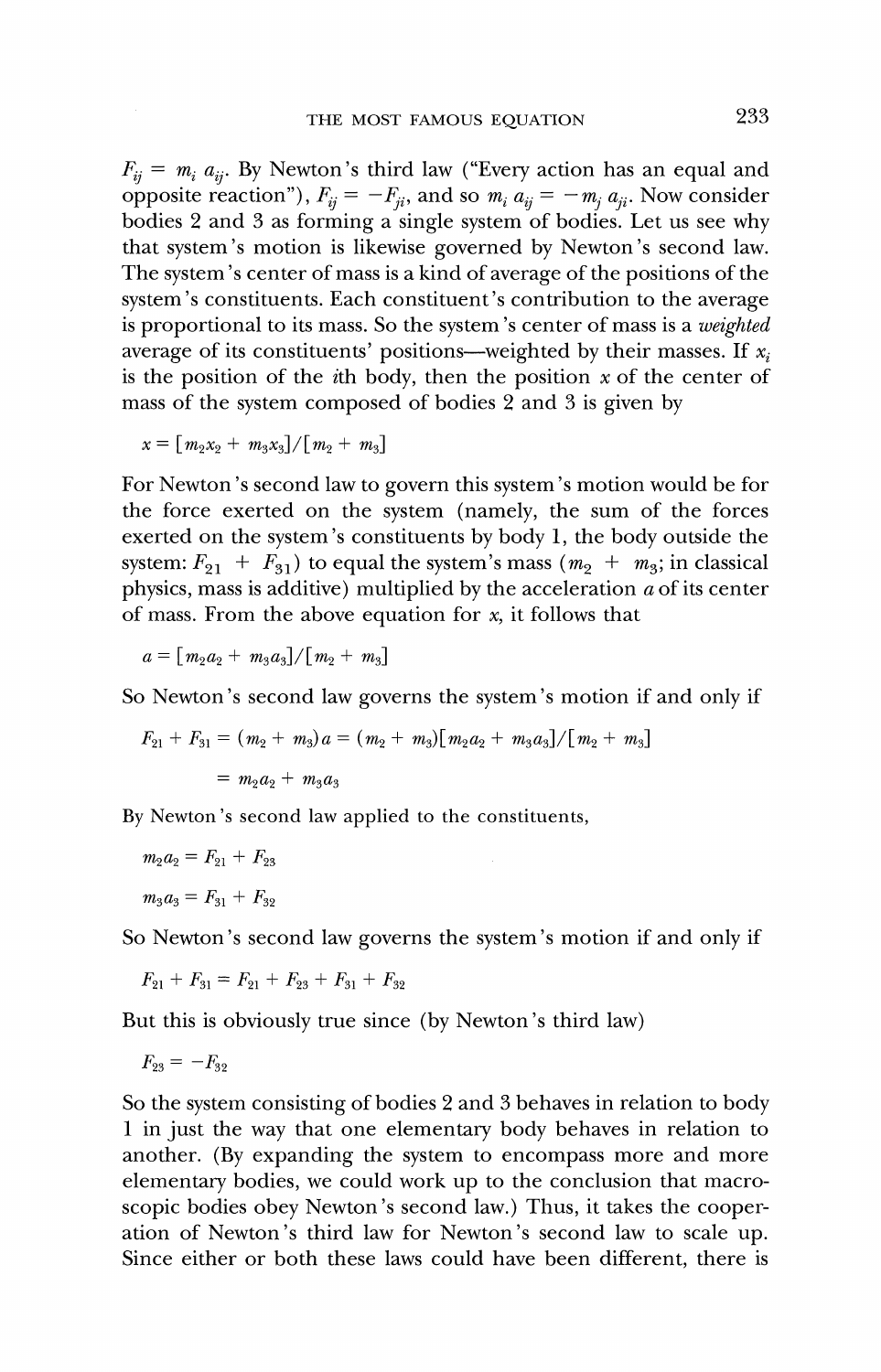$F_{ij} = m_i\, a_{ij}$. By Newton's third law ("Every action has an equal and opposite reaction"), $F_{ij} = -F_{ji}$, and so $m_i\, a_{ij} = -m_j\, a_{ji}$. Now consider bodies 2 and 3 as forming a single system of bodies. Let us see why that system's motion is likewise governed by Newton's second law. The system's center of mass is a kind of average of the positions of the system's constituents. Each constituent's contribution to the average is proportional to its mass. So the system's center of mass is a *weighted* average of its constituents' positions—weighted by their masses. If $x_i$ is the position of the $i$th body, then the position $x$ of the center of mass of the system composed of bodies 2 and 3 is given by

$$x = [m_2 x_2 + m_3 x_3]/[m_2 + m_3]$$

For Newton's second law to govern this system's motion would be for the force exerted on the system (namely, the sum of the forces exerted on the system's constituents by body 1, the body outside the system: $F_{21} + F_{31}$) to equal the system's mass ($m_2 + m_3$; in classical physics, mass is additive) multiplied by the acceleration $a$ of its center of mass. From the above equation for $x$, it follows that

$$a = [m_2 a_2 + m_3 a_3]/[m_2 + m_3]$$

So Newton's second law governs the system's motion if and only if

$$F_{21} + F_{31} = (m_2 + m_3)a = (m_2 + m_3)[m_2 a_2 + m_3 a_3]/[m_2 + m_3]$$

$$= m_2 a_2 + m_3 a_3$$

By Newton's second law applied to the constituents,

$$m_2 a_2 = F_{21} + F_{23}$$

$$m_3 a_3 = F_{31} + F_{32}$$

So Newton's second law governs the system's motion if and only if

$$F_{21} + F_{31} = F_{21} + F_{23} + F_{31} + F_{32}$$

But this is obviously true since (by Newton's third law)

$$F_{23} = -F_{32}$$

So the system consisting of bodies 2 and 3 behaves in relation to body 1 in just the way that one elementary body behaves in relation to another. (By expanding the system to encompass more and more elementary bodies, we could work up to the conclusion that macroscopic bodies obey Newton's second law.) Thus, it takes the cooperation of Newton's third law for Newton's second law to scale up. Since either or both these laws could have been different, there is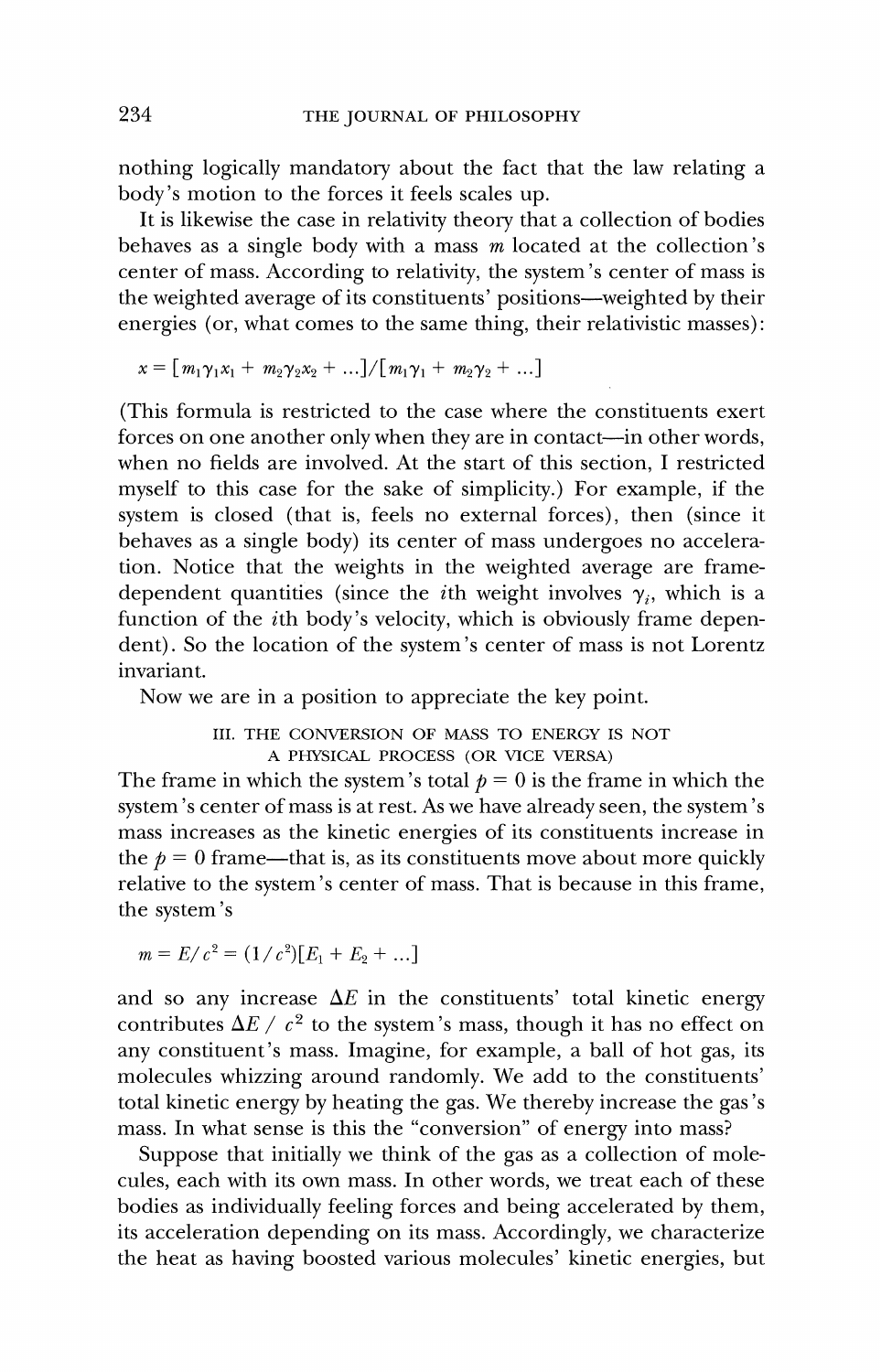nothing logically mandatory about the fact that the law relating a body's motion to the forces it feels scales up.

It is likewise the case in relativity theory that a collection of bodies behaves as a single body with a mass $m$ located at the collection's center of mass. According to relativity, the system's center of mass is the weighted average of its constituents' positions—weighted by their energies (or, what comes to the same thing, their relativistic masses):

$$x = [m_1\gamma_1 x_1 + m_2\gamma_2 x_2 + \ldots]/[m_1\gamma_1 + m_2\gamma_2 + \ldots]$$

(This formula is restricted to the case where the constituents exert forces on one another only when they are in contact—in other words, when no fields are involved. At the start of this section, I restricted myself to this case for the sake of simplicity.) For example, if the system is closed (that is, feels no external forces), then (since it behaves as a single body) its center of mass undergoes no acceleration. Notice that the weights in the weighted average are frame-dependent quantities (since the $i$th weight involves $\gamma_i$, which is a function of the $i$th body's velocity, which is obviously frame dependent). So the location of the system's center of mass is not Lorentz invariant.

Now we are in a position to appreciate the key point.

## III. THE CONVERSION OF MASS TO ENERGY IS NOT A PHYSICAL PROCESS (OR VICE VERSA)

The frame in which the system's total $p = 0$ is the frame in which the system's center of mass is at rest. As we have already seen, the system's mass increases as the kinetic energies of its constituents increase in the $p = 0$ frame—that is, as its constituents move about more quickly relative to the system's center of mass. That is because in this frame, the system's

$$m = E/c^2 = (1/c^2)[E_1 + E_2 + \ldots]$$

and so any increase $\Delta E$ in the constituents' total kinetic energy contributes $\Delta E / c^2$ to the system's mass, though it has no effect on any constituent's mass. Imagine, for example, a ball of hot gas, its molecules whizzing around randomly. We add to the constituents' total kinetic energy by heating the gas. We thereby increase the gas's mass. In what sense is this the "conversion" of energy into mass?

Suppose that initially we think of the gas as a collection of molecules, each with its own mass. In other words, we treat each of these bodies as individually feeling forces and being accelerated by them, its acceleration depending on its mass. Accordingly, we characterize the heat as having boosted various molecules' kinetic energies, but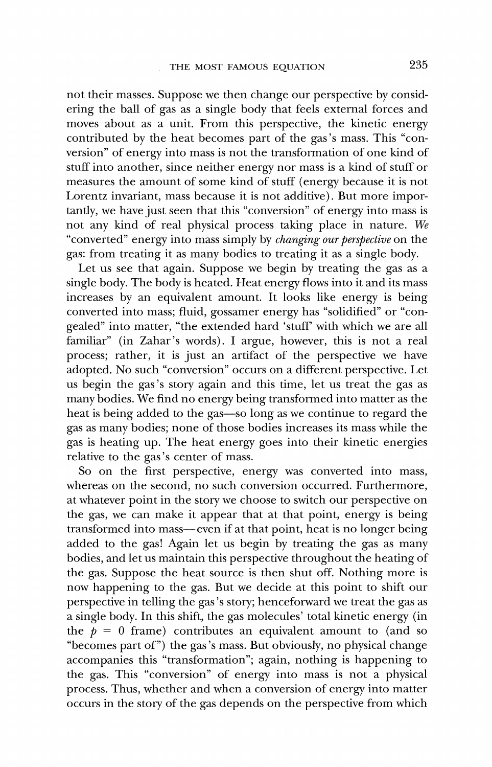not their masses. Suppose we then change our perspective by considering the ball of gas as a single body that feels external forces and moves about as a unit. From this perspective, the kinetic energy contributed by the heat becomes part of the gas's mass. This "conversion" of energy into mass is not the transformation of one kind of stuff into another, since neither energy nor mass is a kind of stuff or measures the amount of some kind of stuff (energy because it is not Lorentz invariant, mass because it is not additive). But more importantly, we have just seen that this "conversion" of energy into mass is not any kind of real physical process taking place in nature. *We* "converted" energy into mass simply by *changing our perspective* on the gas: from treating it as many bodies to treating it as a single body.

Let us see that again. Suppose we begin by treating the gas as a single body. The body is heated. Heat energy flows into it and its mass increases by an equivalent amount. It looks like energy is being converted into mass; fluid, gossamer energy has "solidified" or "congealed" into matter, "the extended hard 'stuff' with which we are all familiar" (in Zahar's words). I argue, however, this is not a real process; rather, it is just an artifact of the perspective we have adopted. No such "conversion" occurs on a different perspective. Let us begin the gas's story again and this time, let us treat the gas as many bodies. We find no energy being transformed into matter as the heat is being added to the gas—so long as we continue to regard the gas as many bodies; none of those bodies increases its mass while the gas is heating up. The heat energy goes into their kinetic energies relative to the gas's center of mass.

So on the first perspective, energy was converted into mass, whereas on the second, no such conversion occurred. Furthermore, at whatever point in the story we choose to switch our perspective on the gas, we can make it appear that at that point, energy is being transformed into mass—even if at that point, heat is no longer being added to the gas! Again let us begin by treating the gas as many bodies, and let us maintain this perspective throughout the heating of the gas. Suppose the heat source is then shut off. Nothing more is now happening to the gas. But we decide at this point to shift our perspective in telling the gas's story; henceforward we treat the gas as a single body. In this shift, the gas molecules' total kinetic energy (in the $p = 0$ frame) contributes an equivalent amount to (and so "becomes part of") the gas's mass. But obviously, no physical change accompanies this "transformation"; again, nothing is happening to the gas. This "conversion" of energy into mass is not a physical process. Thus, whether and when a conversion of energy into matter occurs in the story of the gas depends on the perspective from which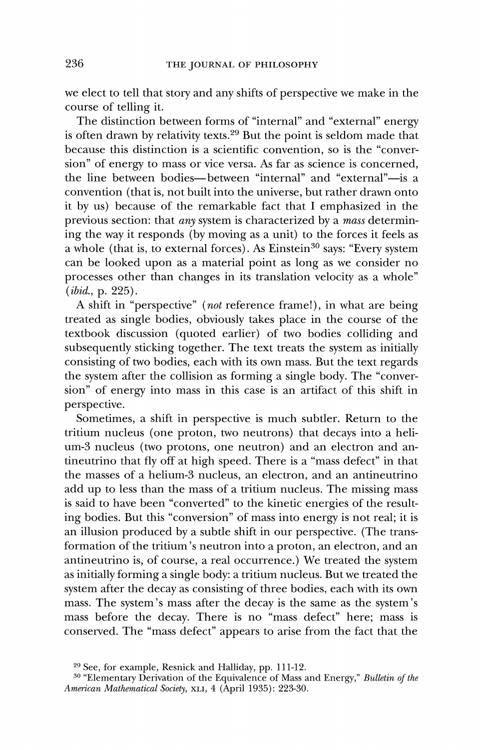we elect to tell that story and any shifts of perspective we make in the course of telling it.

The distinction between forms of "internal" and "external" energy is often drawn by relativity texts.[29] But the point is seldom made that because this distinction is a scientific convention, so is the "conversion" of energy to mass or vice versa. As far as science is concerned, the line between bodies—between "internal" and "external"—is a convention (that is, not built into the universe, but rather drawn onto it by us) because of the remarkable fact that I emphasized in the previous section: that *any* system is characterized by a *mass* determining the way it responds (by moving as a unit) to the forces it feels as a whole (that is, to external forces). As Einstein[30] says: "Every system can be looked upon as a material point as long as we consider no processes other than changes in its translation velocity as a whole" (*ibid.*, p. 225).

A shift in "perspective" (*not* reference frame!), in what are being treated as single bodies, obviously takes place in the course of the textbook discussion (quoted earlier) of two bodies colliding and subsequently sticking together. The text treats the system as initially consisting of two bodies, each with its own mass. But the text regards the system after the collision as forming a single body. The "conversion" of energy into mass in this case is an artifact of this shift in perspective.

Sometimes, a shift in perspective is much subtler. Return to the tritium nucleus (one proton, two neutrons) that decays into a helium-3 nucleus (two protons, one neutron) and an electron and antineutrino that fly off at high speed. There is a "mass defect" in that the masses of a helium-3 nucleus, an electron, and an antineutrino add up to less than the mass of a tritium nucleus. The missing mass is said to have been "converted" to the kinetic energies of the resulting bodies. But this "conversion" of mass into energy is not real; it is an illusion produced by a subtle shift in our perspective. (The transformation of the tritium's neutron into a proton, an electron, and an antineutrino is, of course, a real occurrence.) We treated the system as initially forming a single body: a tritium nucleus. But we treated the system after the decay as consisting of three bodies, each with its own mass. The system's mass after the decay is the same as the system's mass before the decay. There is no "mass defect" here; mass is conserved. The "mass defect" appears to arise from the fact that the

[29] See, for example, Resnick and Halliday, pp. 111-12.

[30] "Elementary Derivation of the Equivalence of Mass and Energy," *Bulletin of the American Mathematical Society*, XLI, 4 (April 1935): 223-30.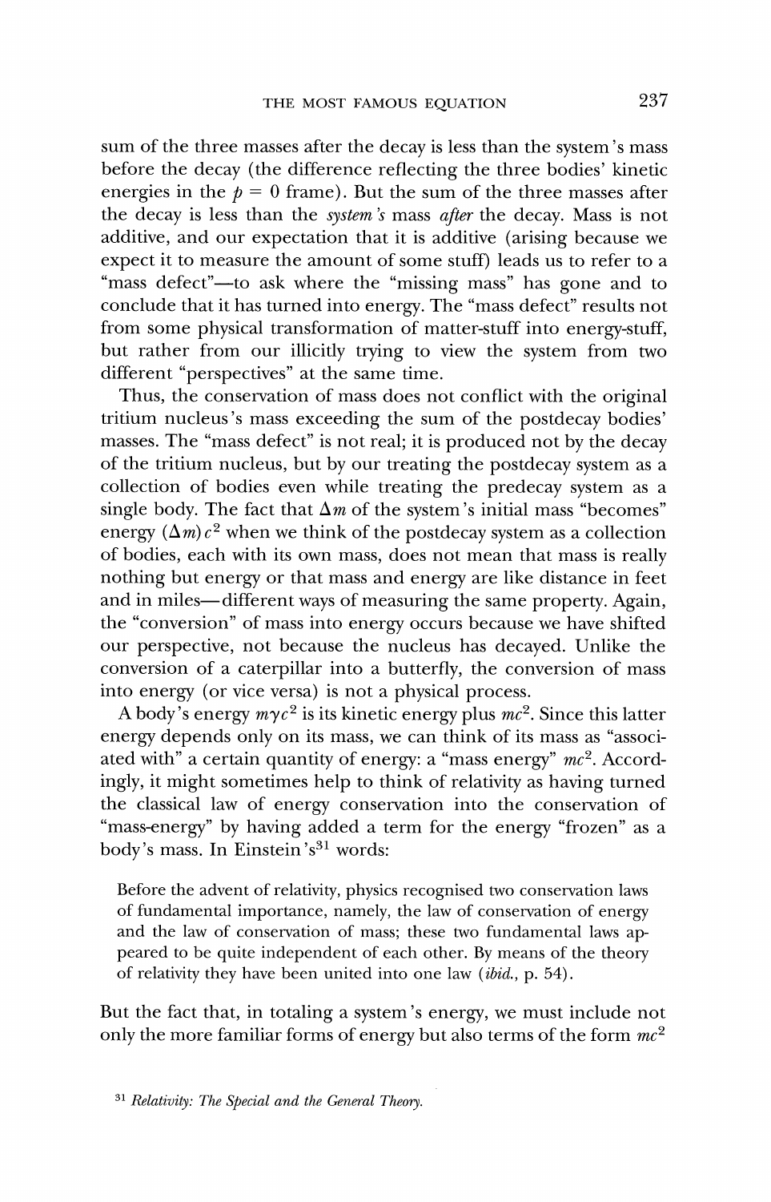sum of the three masses after the decay is less than the system's mass before the decay (the difference reflecting the three bodies' kinetic energies in the $p = 0$ frame). But the sum of the three masses after the decay is less than the *system's* mass *after* the decay. Mass is not additive, and our expectation that it is additive (arising because we expect it to measure the amount of some stuff) leads us to refer to a "mass defect"—to ask where the "missing mass" has gone and to conclude that it has turned into energy. The "mass defect" results not from some physical transformation of matter-stuff into energy-stuff, but rather from our illicitly trying to view the system from two different "perspectives" at the same time.

Thus, the conservation of mass does not conflict with the original tritium nucleus's mass exceeding the sum of the postdecay bodies' masses. The "mass defect" is not real; it is produced not by the decay of the tritium nucleus, but by our treating the postdecay system as a collection of bodies even while treating the predecay system as a single body. The fact that $\Delta m$ of the system's initial mass "becomes" energy $(\Delta m) c^2$ when we think of the postdecay system as a collection of bodies, each with its own mass, does not mean that mass is really nothing but energy or that mass and energy are like distance in feet and in miles—different ways of measuring the same property. Again, the "conversion" of mass into energy occurs because we have shifted our perspective, not because the nucleus has decayed. Unlike the conversion of a caterpillar into a butterfly, the conversion of mass into energy (or vice versa) is not a physical process.

A body's energy $m\gamma c^2$ is its kinetic energy plus $mc^2$. Since this latter energy depends only on its mass, we can think of its mass as "associated with" a certain quantity of energy: a "mass energy" $mc^2$. Accordingly, it might sometimes help to think of relativity as having turned the classical law of energy conservation into the conservation of "mass-energy" by having added a term for the energy "frozen" as a body's mass. In Einstein's[31] words:

> Before the advent of relativity, physics recognised two conservation laws of fundamental importance, namely, the law of conservation of energy and the law of conservation of mass; these two fundamental laws appeared to be quite independent of each other. By means of the theory of relativity they have been united into one law (*ibid.*, p. 54).

But the fact that, in totaling a system's energy, we must include not only the more familiar forms of energy but also terms of the form $mc^2$

[31] *Relativity: The Special and the General Theory.*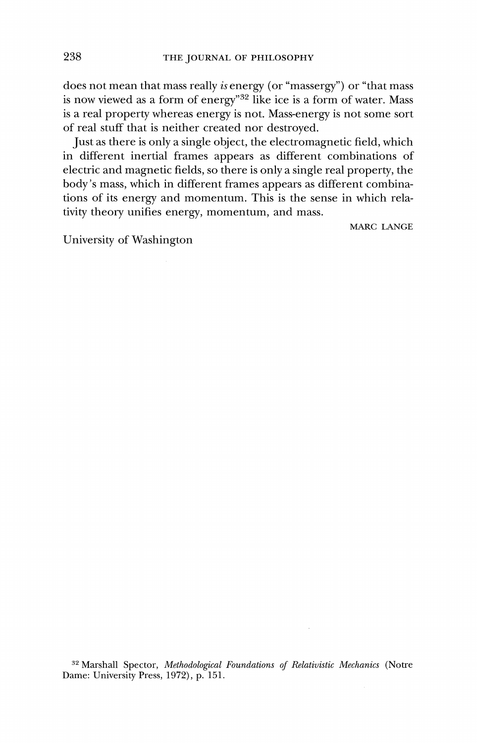does not mean that mass really *is* energy (or "massergy") or "that mass is now viewed as a form of energy"[32] like ice is a form of water. Mass is a real property whereas energy is not. Mass-energy is not some sort of real stuff that is neither created nor destroyed.

Just as there is only a single object, the electromagnetic field, which in different inertial frames appears as different combinations of electric and magnetic fields, so there is only a single real property, the body's mass, which in different frames appears as different combinations of its energy and momentum. This is the sense in which relativity theory unifies energy, momentum, and mass.

MARC LANGE

University of Washington

[32] Marshall Spector, *Methodological Foundations of Relativistic Mechanics* (Notre Dame: University Press, 1972), p. 151.